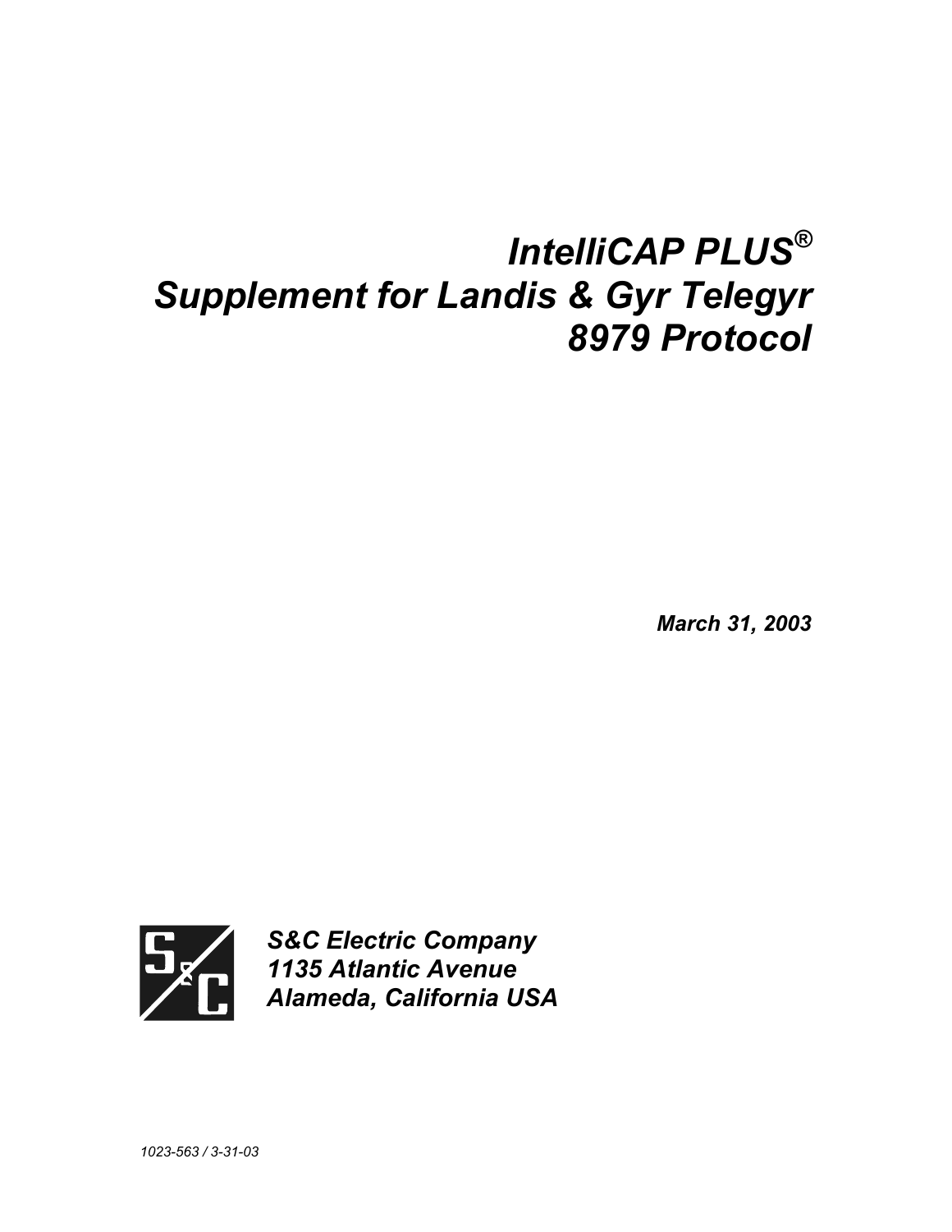# *IntelliCAP PLUS®*
# *Supplement for Landis & Gyr Telegyr 8979 Protocol*

***March 31, 2003***

***S&C Electric Company***
***1135 Atlantic Avenue***
***Alameda, California USA***

*1023-563 / 3-31-03*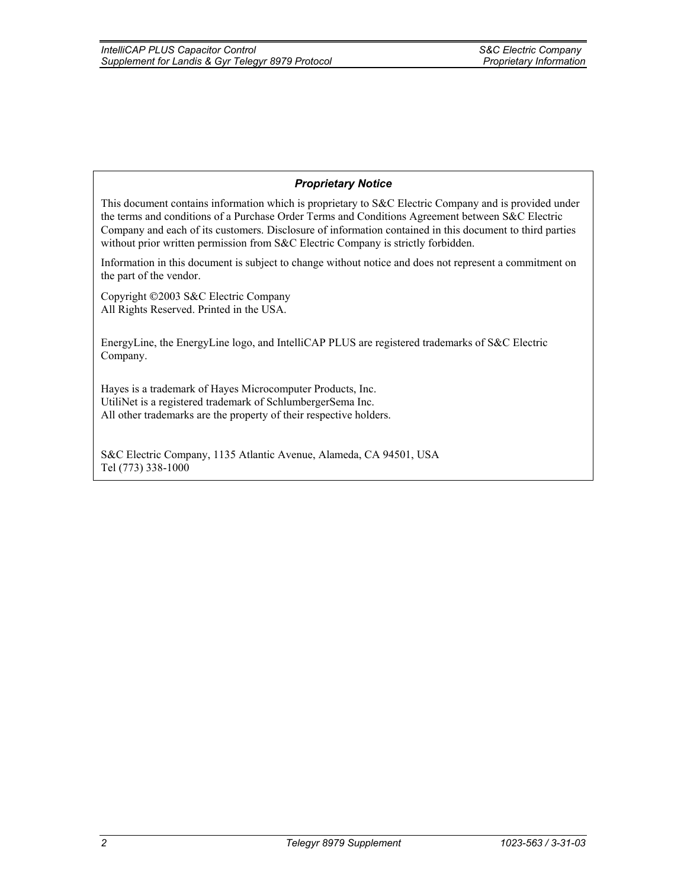### *Proprietary Notice*

This document contains information which is proprietary to S&C Electric Company and is provided under the terms and conditions of a Purchase Order Terms and Conditions Agreement between S&C Electric Company and each of its customers. Disclosure of information contained in this document to third parties without prior written permission from S&C Electric Company is strictly forbidden.

Information in this document is subject to change without notice and does not represent a commitment on the part of the vendor.

Copyright ©2003 S&C Electric Company
All Rights Reserved. Printed in the USA.

EnergyLine, the EnergyLine logo, and IntelliCAP PLUS are registered trademarks of S&C Electric Company.

Hayes is a trademark of Hayes Microcomputer Products, Inc.
UtiliNet is a registered trademark of SchlumbergerSema Inc.
All other trademarks are the property of their respective holders.

S&C Electric Company, 1135 Atlantic Avenue, Alameda, CA 94501, USA
Tel (773) 338-1000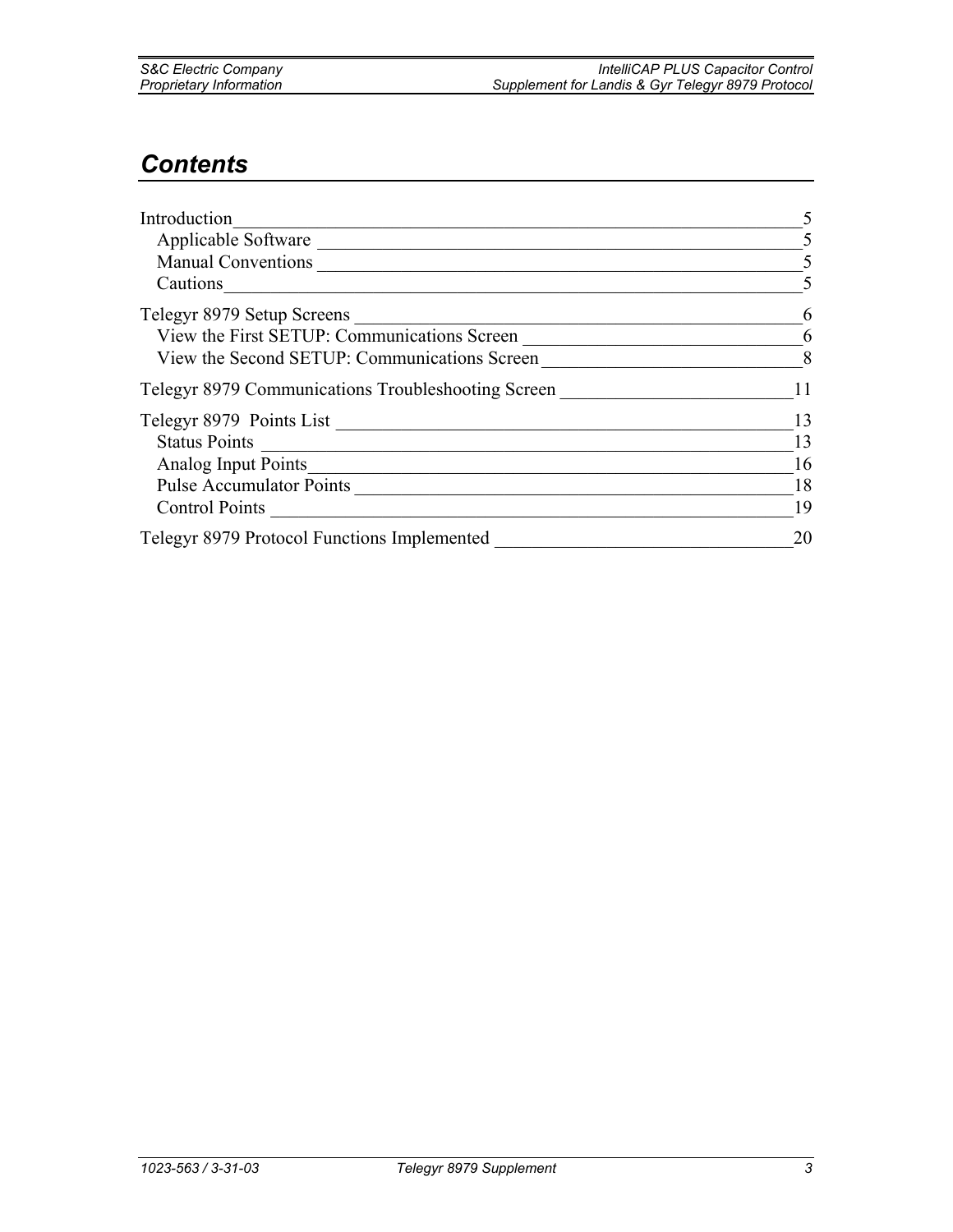# Contents

Introduction ____________________________________________ 5
  Applicable Software ______________________________________ 5
  Manual Conventions ______________________________________ 5
  Cautions _______________________________________________ 5

Telegyr 8979 Setup Screens __________________________________ 6
  View the First SETUP: Communications Screen __________________ 6
  View the Second SETUP: Communications Screen ________________ 8

Telegyr 8979 Communications Troubleshooting Screen _____________ 11

Telegyr 8979 Points List ____________________________________ 13
  Status Points ____________________________________________ 13
  Analog Input Points _______________________________________ 16
  Pulse Accumulator Points ___________________________________ 18
  Control Points ___________________________________________ 19

Telegyr 8979 Protocol Functions Implemented ____________________ 20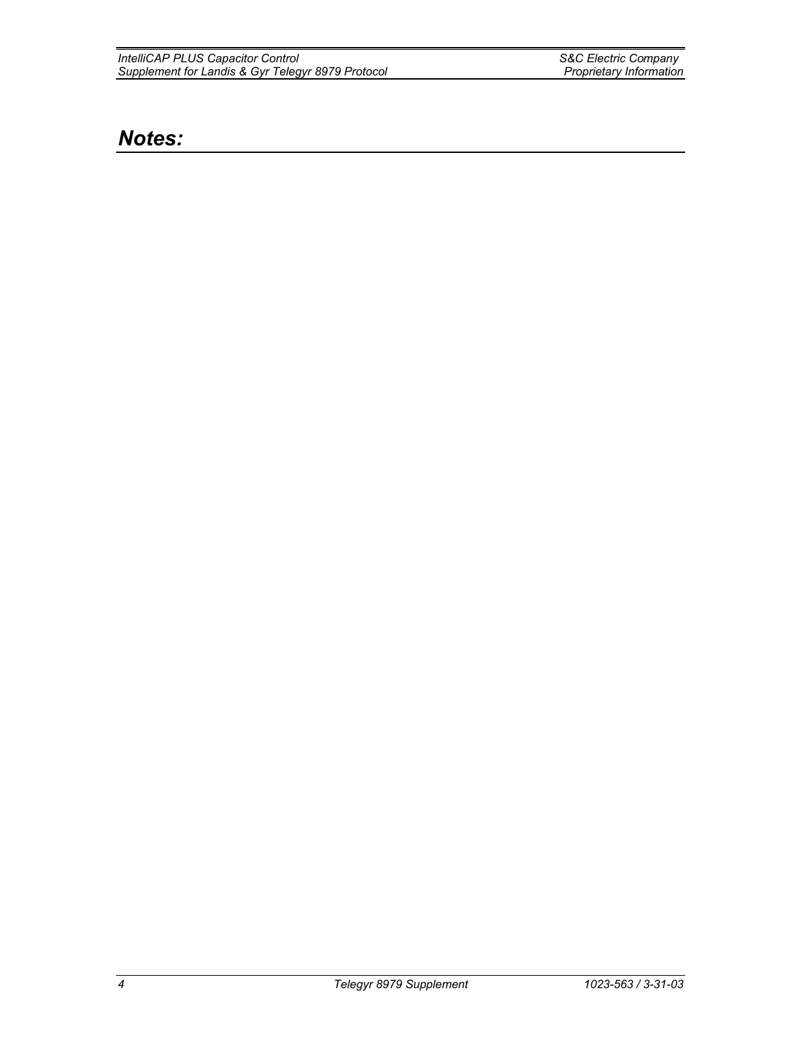## *Notes:*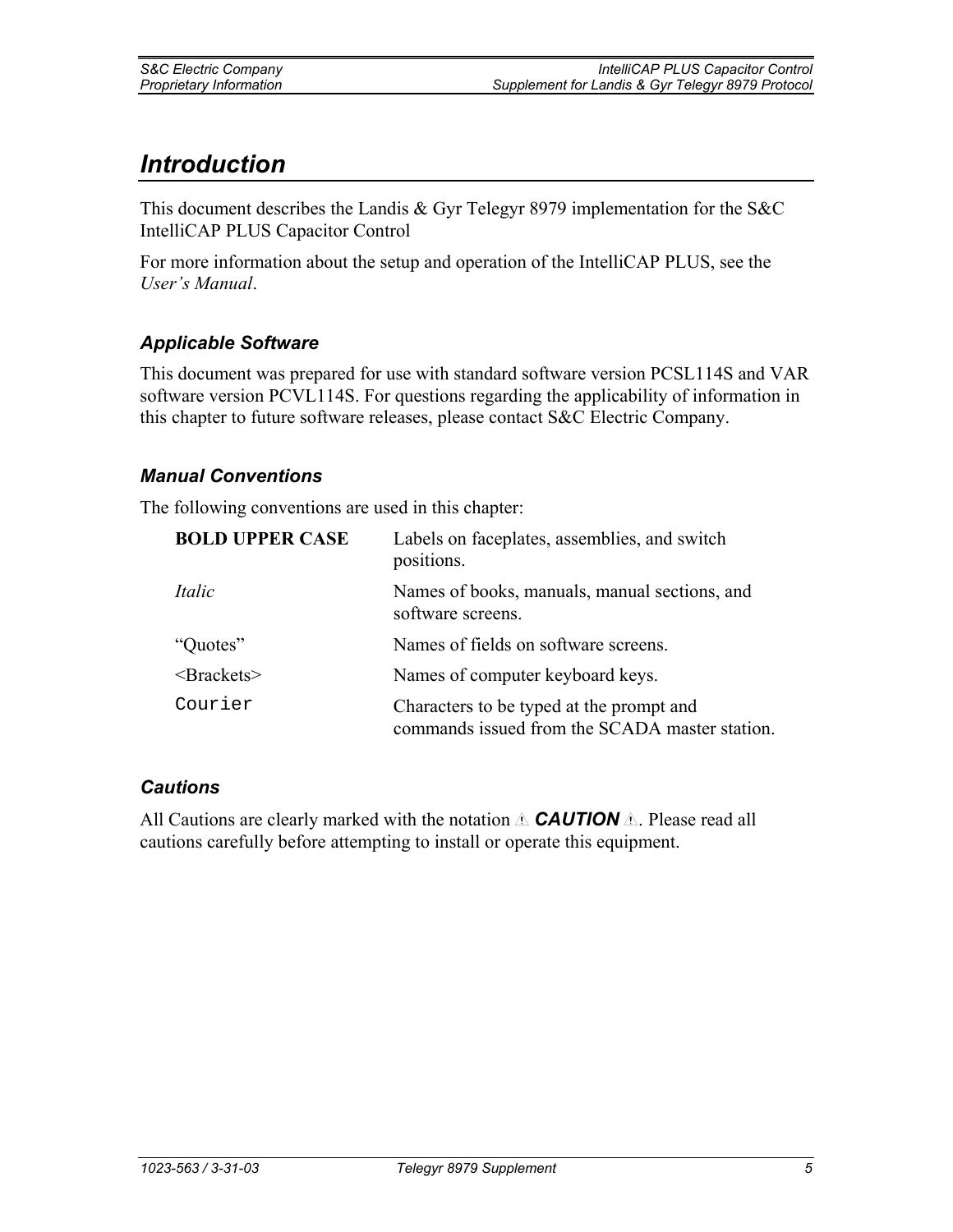# *Introduction*

This document describes the Landis & Gyr Telegyr 8979 implementation for the S&C IntelliCAP PLUS Capacitor Control

For more information about the setup and operation of the IntelliCAP PLUS, see the *User's Manual*.

## *Applicable Software*

This document was prepared for use with standard software version PCSL114S and VAR software version PCVL114S. For questions regarding the applicability of information in this chapter to future software releases, please contact S&C Electric Company.

## *Manual Conventions*

The following conventions are used in this chapter:

| | |
|---|---|
| **BOLD UPPER CASE** | Labels on faceplates, assemblies, and switch positions. |
| *Italic* | Names of books, manuals, manual sections, and software screens. |
| "Quotes" | Names of fields on software screens. |
| <Brackets> | Names of computer keyboard keys. |
| `Courier` | Characters to be typed at the prompt and commands issued from the SCADA master station. |

## *Cautions*

All Cautions are clearly marked with the notation ⚠ ***CAUTION*** ⚠. Please read all cautions carefully before attempting to install or operate this equipment.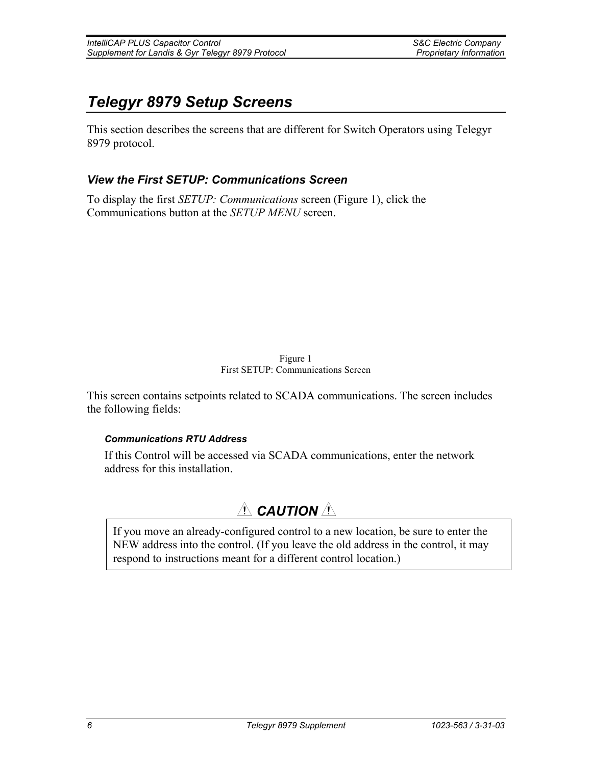# *Telegyr 8979 Setup Screens*

This section describes the screens that are different for Switch Operators using Telegyr 8979 protocol.

## *View the First SETUP: Communications Screen*

To display the first *SETUP: Communications* screen (Figure 1), click the Communications button at the *SETUP MENU* screen.

Figure 1
First SETUP: Communications Screen

This screen contains setpoints related to SCADA communications. The screen includes the following fields:

### *Communications RTU Address*

If this Control will be accessed via SCADA communications, enter the network address for this installation.

**⚠ *CAUTION* ⚠**

> If you move an already-configured control to a new location, be sure to enter the NEW address into the control. (If you leave the old address in the control, it may respond to instructions meant for a different control location.)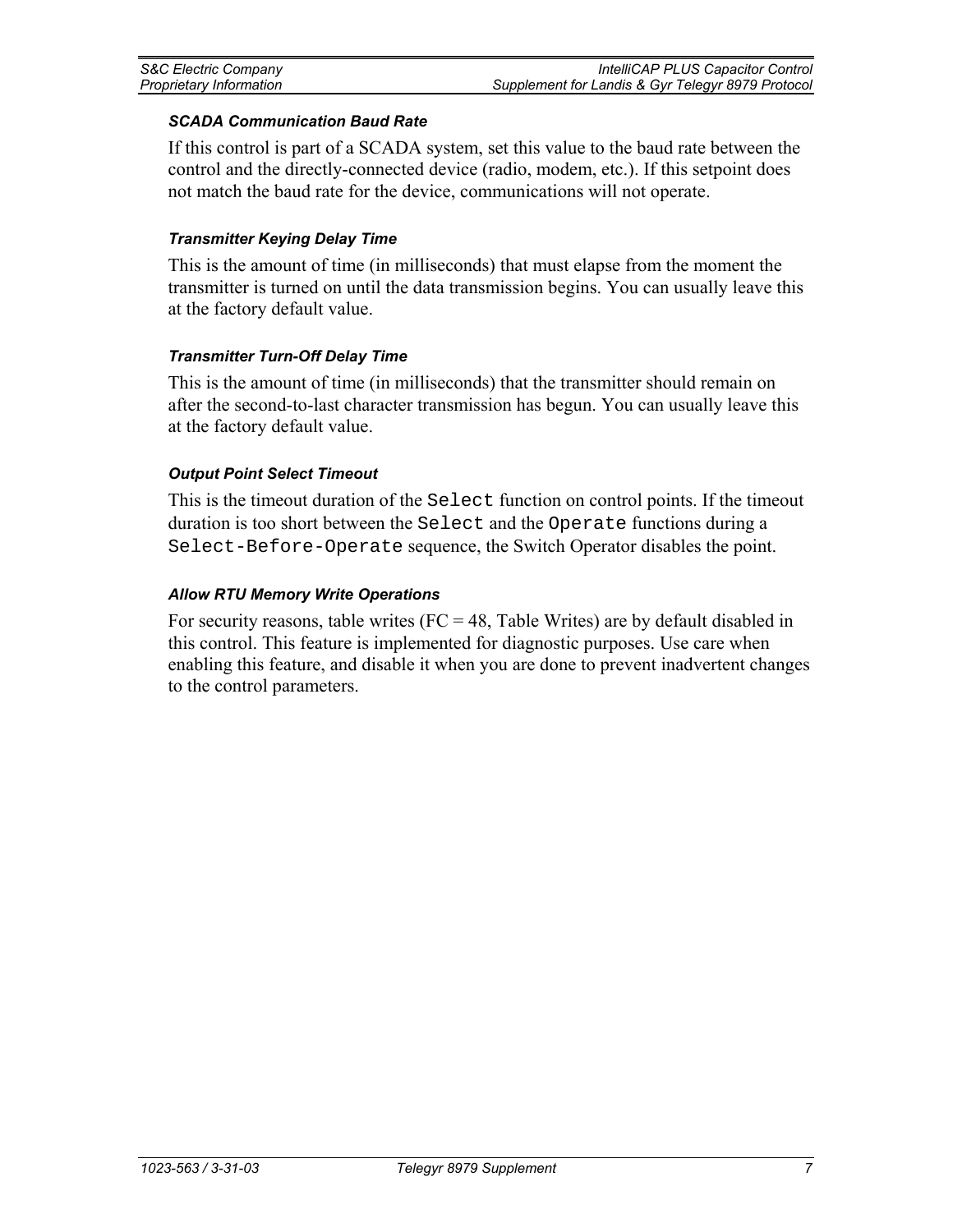#### *SCADA Communication Baud Rate*

If this control is part of a SCADA system, set this value to the baud rate between the control and the directly-connected device (radio, modem, etc.). If this setpoint does not match the baud rate for the device, communications will not operate.

#### *Transmitter Keying Delay Time*

This is the amount of time (in milliseconds) that must elapse from the moment the transmitter is turned on until the data transmission begins. You can usually leave this at the factory default value.

#### *Transmitter Turn-Off Delay Time*

This is the amount of time (in milliseconds) that the transmitter should remain on after the second-to-last character transmission has begun. You can usually leave this at the factory default value.

#### *Output Point Select Timeout*

This is the timeout duration of the `Select` function on control points. If the timeout duration is too short between the `Select` and the `Operate` functions during a `Select-Before-Operate` sequence, the Switch Operator disables the point.

#### *Allow RTU Memory Write Operations*

For security reasons, table writes (FC = 48, Table Writes) are by default disabled in this control. This feature is implemented for diagnostic purposes. Use care when enabling this feature, and disable it when you are done to prevent inadvertent changes to the control parameters.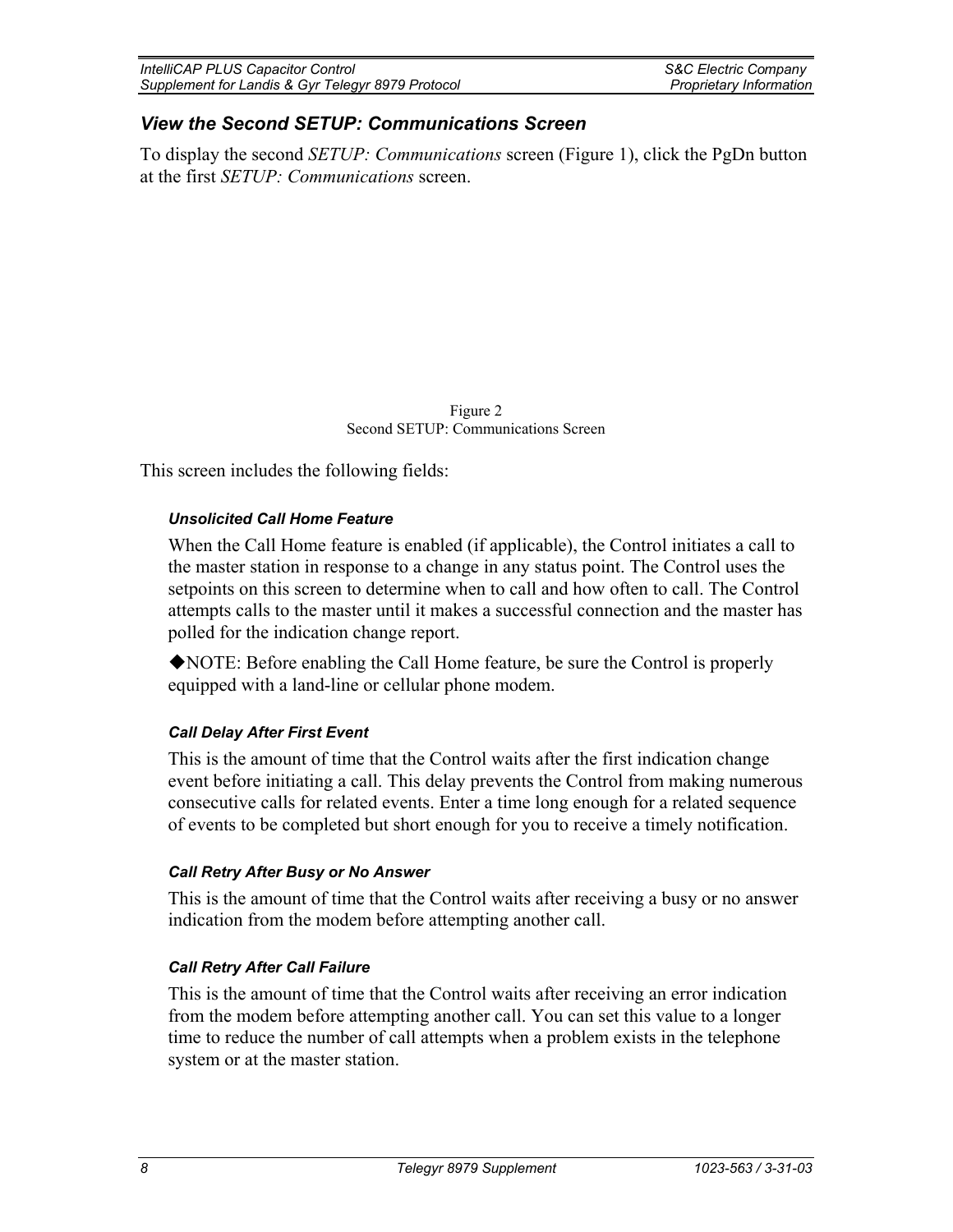## View the Second SETUP: Communications Screen

To display the second *SETUP: Communications* screen (Figure 1), click the PgDn button at the first *SETUP: Communications* screen.

Figure 2
Second SETUP: Communications Screen

This screen includes the following fields:

#### *Unsolicited Call Home Feature*

When the Call Home feature is enabled (if applicable), the Control initiates a call to the master station in response to a change in any status point. The Control uses the setpoints on this screen to determine when to call and how often to call. The Control attempts calls to the master until it makes a successful connection and the master has polled for the indication change report.

◆NOTE: Before enabling the Call Home feature, be sure the Control is properly equipped with a land-line or cellular phone modem.

#### *Call Delay After First Event*

This is the amount of time that the Control waits after the first indication change event before initiating a call. This delay prevents the Control from making numerous consecutive calls for related events. Enter a time long enough for a related sequence of events to be completed but short enough for you to receive a timely notification.

#### *Call Retry After Busy or No Answer*

This is the amount of time that the Control waits after receiving a busy or no answer indication from the modem before attempting another call.

#### *Call Retry After Call Failure*

This is the amount of time that the Control waits after receiving an error indication from the modem before attempting another call. You can set this value to a longer time to reduce the number of call attempts when a problem exists in the telephone system or at the master station.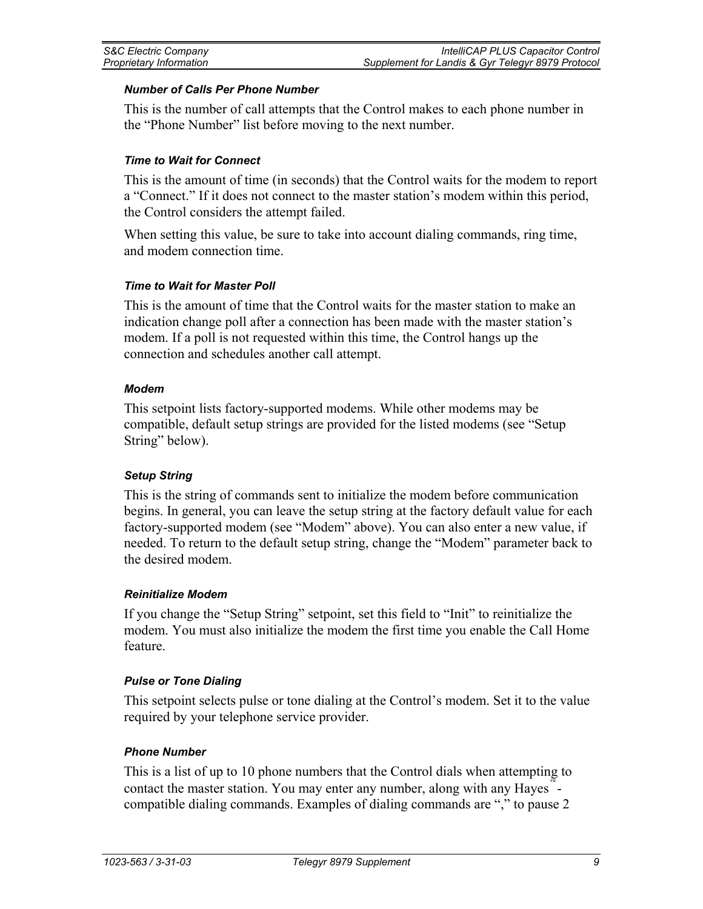#### *Number of Calls Per Phone Number*

This is the number of call attempts that the Control makes to each phone number in the “Phone Number” list before moving to the next number.

#### *Time to Wait for Connect*

This is the amount of time (in seconds) that the Control waits for the modem to report a “Connect.” If it does not connect to the master station’s modem within this period, the Control considers the attempt failed.

When setting this value, be sure to take into account dialing commands, ring time, and modem connection time.

#### *Time to Wait for Master Poll*

This is the amount of time that the Control waits for the master station to make an indication change poll after a connection has been made with the master station’s modem. If a poll is not requested within this time, the Control hangs up the connection and schedules another call attempt.

#### *Modem*

This setpoint lists factory-supported modems. While other modems may be compatible, default setup strings are provided for the listed modems (see “Setup String” below).

#### *Setup String*

This is the string of commands sent to initialize the modem before communication begins. In general, you can leave the setup string at the factory default value for each factory-supported modem (see “Modem” above). You can also enter a new value, if needed. To return to the default setup string, change the “Modem” parameter back to the desired modem.

#### *Reinitialize Modem*

If you change the “Setup String” setpoint, set this field to “Init” to reinitialize the modem. You must also initialize the modem the first time you enable the Call Home feature.

#### *Pulse or Tone Dialing*

This setpoint selects pulse or tone dialing at the Control’s modem. Set it to the value required by your telephone service provider.

#### *Phone Number*

This is a list of up to 10 phone numbers that the Control dials when attempting to contact the master station. You may enter any number, along with any Hayes™-compatible dialing commands. Examples of dialing commands are “,” to pause 2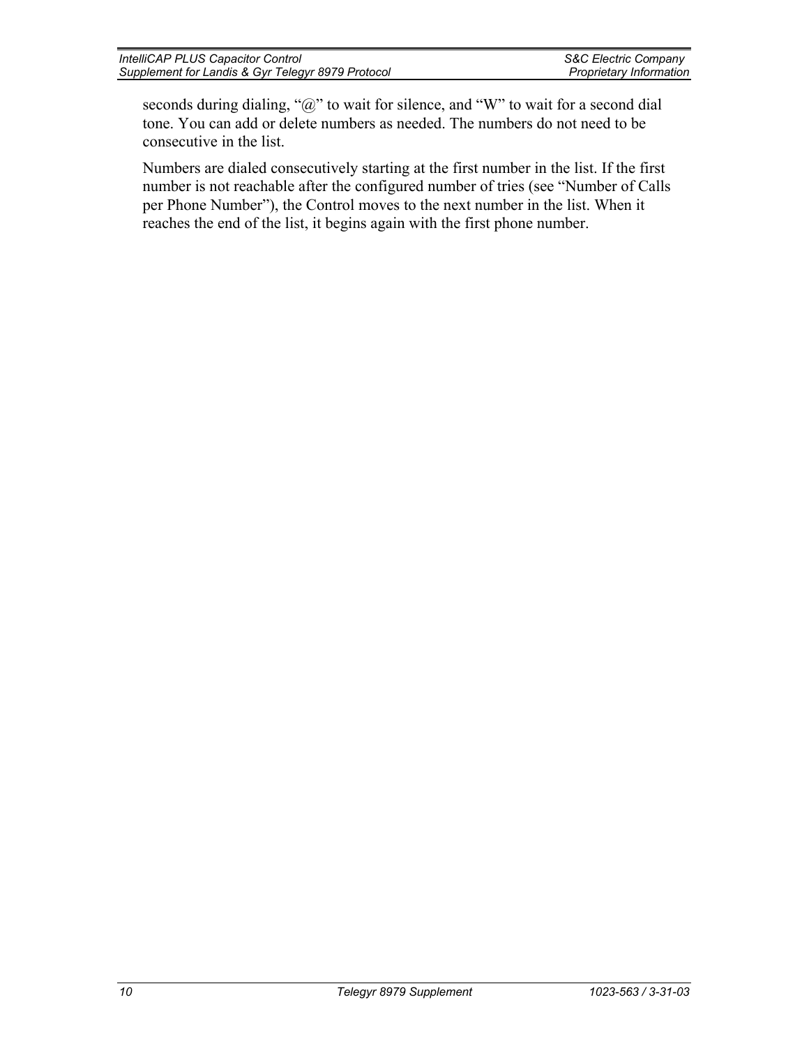seconds during dialing, "@" to wait for silence, and "W" to wait for a second dial tone. You can add or delete numbers as needed. The numbers do not need to be consecutive in the list.

Numbers are dialed consecutively starting at the first number in the list. If the first number is not reachable after the configured number of tries (see "Number of Calls per Phone Number"), the Control moves to the next number in the list. When it reaches the end of the list, it begins again with the first phone number.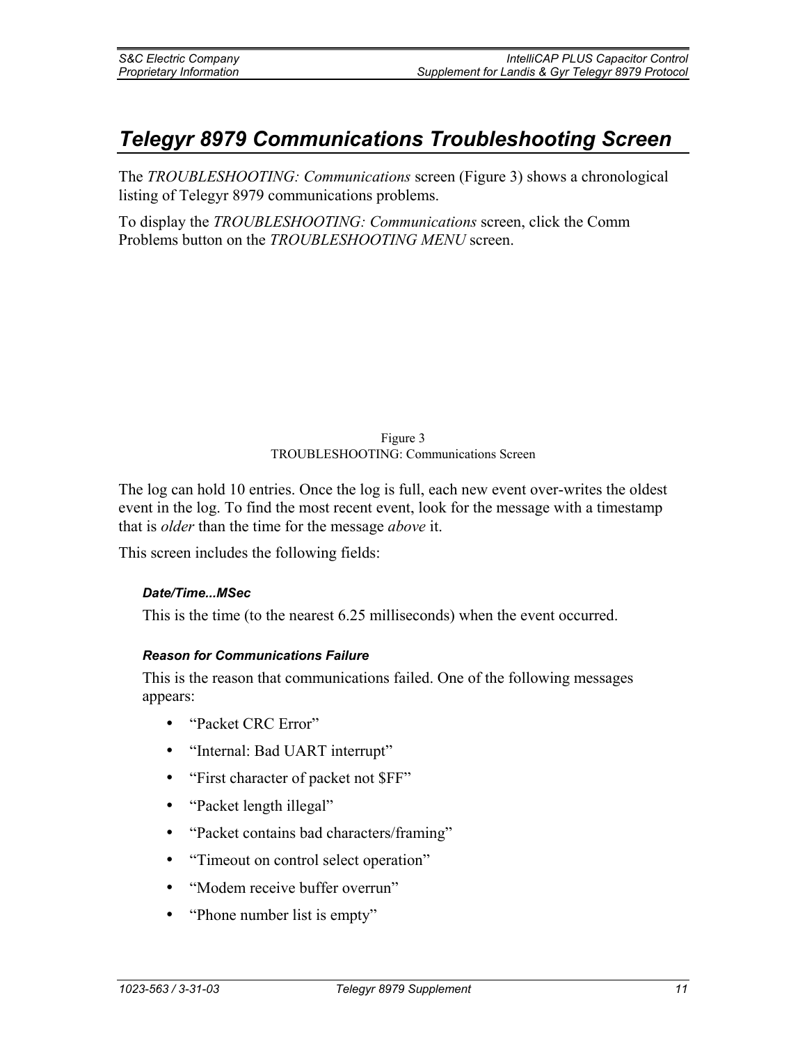# *Telegyr 8979 Communications Troubleshooting Screen*

The *TROUBLESHOOTING: Communications* screen (Figure 3) shows a chronological listing of Telegyr 8979 communications problems.

To display the *TROUBLESHOOTING: Communications* screen, click the Comm Problems button on the *TROUBLESHOOTING MENU* screen.

Figure 3
TROUBLESHOOTING: Communications Screen

The log can hold 10 entries. Once the log is full, each new event over-writes the oldest event in the log. To find the most recent event, look for the message with a timestamp that is *older* than the time for the message *above* it.

This screen includes the following fields:

#### *Date/Time...MSec*

This is the time (to the nearest 6.25 milliseconds) when the event occurred.

#### *Reason for Communications Failure*

This is the reason that communications failed. One of the following messages appears:

- "Packet CRC Error"
- "Internal: Bad UART interrupt"
- "First character of packet not $FF"
- "Packet length illegal"
- "Packet contains bad characters/framing"
- "Timeout on control select operation"
- "Modem receive buffer overrun"
- "Phone number list is empty"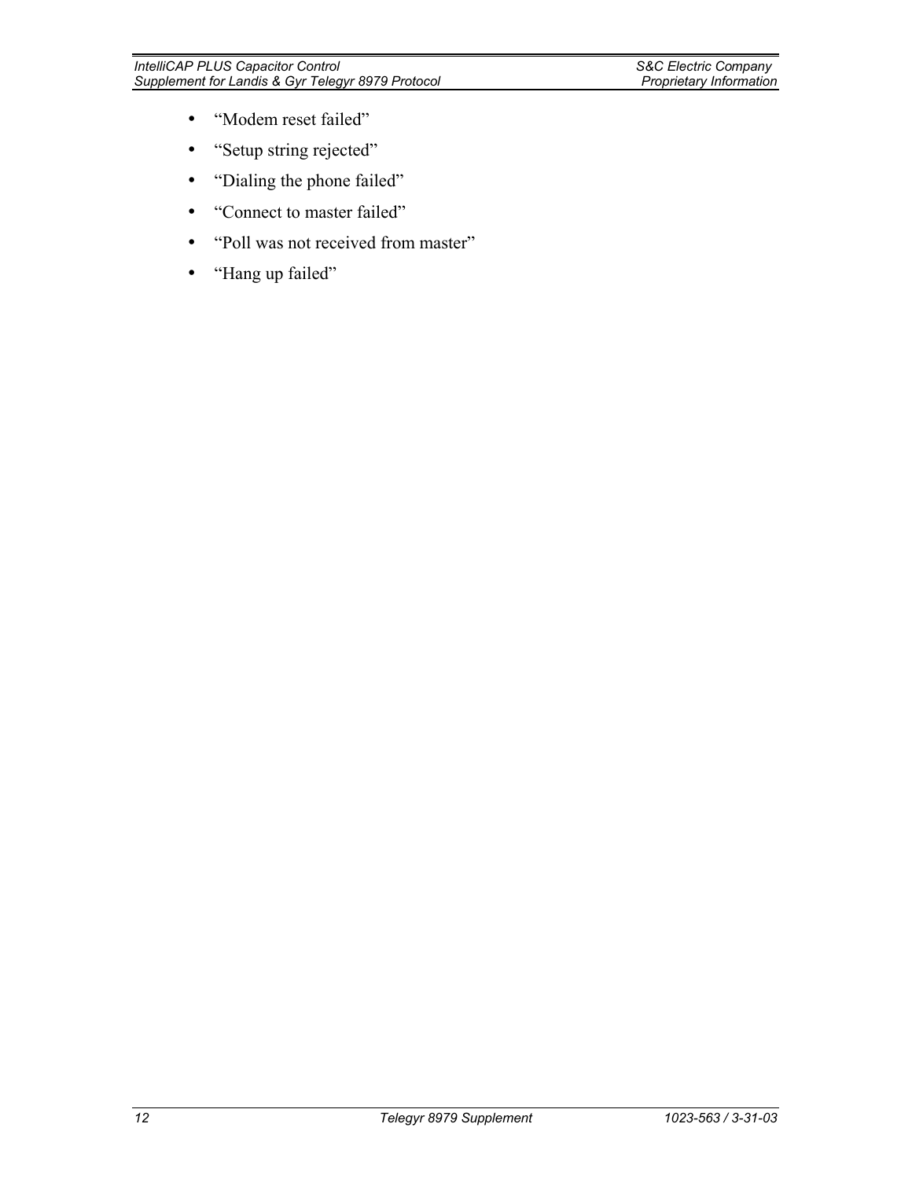- “Modem reset failed”
- “Setup string rejected”
- “Dialing the phone failed”
- “Connect to master failed”
- “Poll was not received from master”
- “Hang up failed”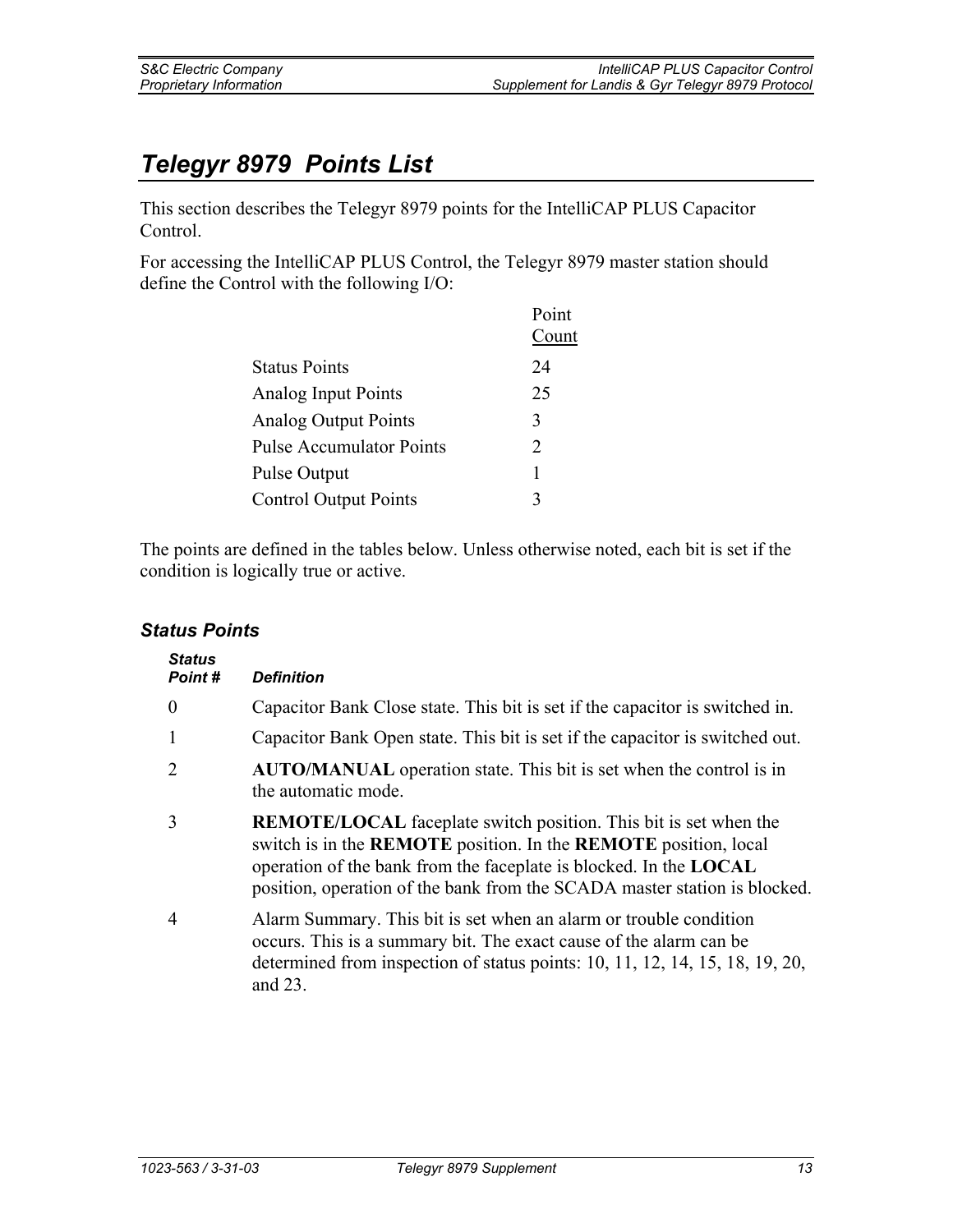# Telegyr 8979 Points List

This section describes the Telegyr 8979 points for the IntelliCAP PLUS Capacitor Control.

For accessing the IntelliCAP PLUS Control, the Telegyr 8979 master station should define the Control with the following I/O:

| | Point Count |
|---|---|
| Status Points | 24 |
| Analog Input Points | 25 |
| Analog Output Points | 3 |
| Pulse Accumulator Points | 2 |
| Pulse Output | 1 |
| Control Output Points | 3 |

The points are defined in the tables below. Unless otherwise noted, each bit is set if the condition is logically true or active.

## Status Points

| Status Point # | Definition |
|---|---|
| 0 | Capacitor Bank Close state. This bit is set if the capacitor is switched in. |
| 1 | Capacitor Bank Open state. This bit is set if the capacitor is switched out. |
| 2 | **AUTO/MANUAL** operation state. This bit is set when the control is in the automatic mode. |
| 3 | **REMOTE/LOCAL** faceplate switch position. This bit is set when the switch is in the **REMOTE** position. In the **REMOTE** position, local operation of the bank from the faceplate is blocked. In the **LOCAL** position, operation of the bank from the SCADA master station is blocked. |
| 4 | Alarm Summary. This bit is set when an alarm or trouble condition occurs. This is a summary bit. The exact cause of the alarm can be determined from inspection of status points: 10, 11, 12, 14, 15, 18, 19, 20, and 23. |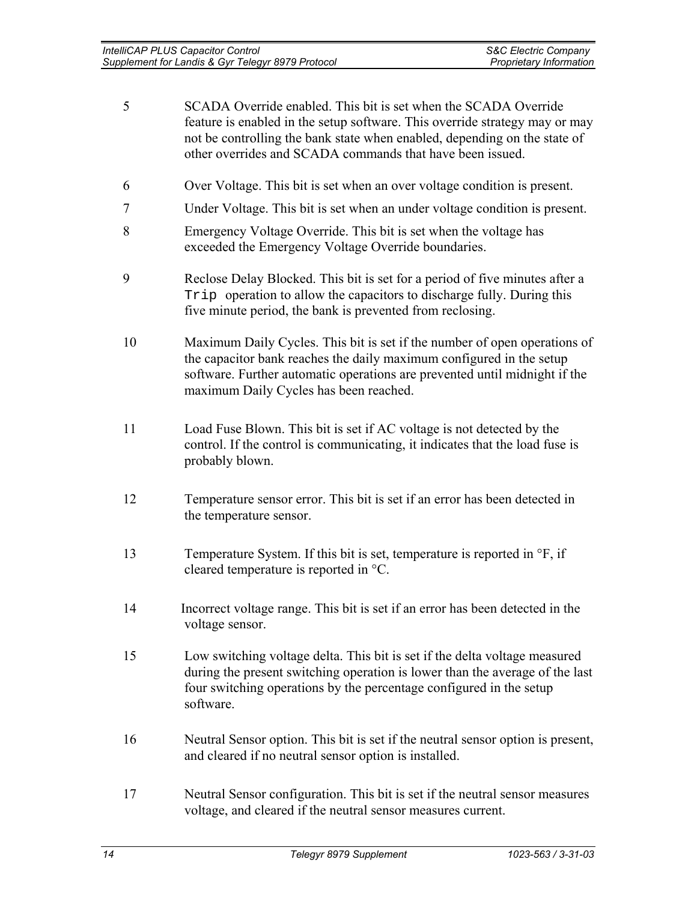| | |
|---|---|
| 5 | SCADA Override enabled. This bit is set when the SCADA Override feature is enabled in the setup software. This override strategy may or may not be controlling the bank state when enabled, depending on the state of other overrides and SCADA commands that have been issued. |
| 6 | Over Voltage. This bit is set when an over voltage condition is present. |
| 7 | Under Voltage. This bit is set when an under voltage condition is present. |
| 8 | Emergency Voltage Override. This bit is set when the voltage has exceeded the Emergency Voltage Override boundaries. |
| 9 | Reclose Delay Blocked. This bit is set for a period of five minutes after a `Trip` operation to allow the capacitors to discharge fully. During this five minute period, the bank is prevented from reclosing. |
| 10 | Maximum Daily Cycles. This bit is set if the number of open operations of the capacitor bank reaches the daily maximum configured in the setup software. Further automatic operations are prevented until midnight if the maximum Daily Cycles has been reached. |
| 11 | Load Fuse Blown. This bit is set if AC voltage is not detected by the control. If the control is communicating, it indicates that the load fuse is probably blown. |
| 12 | Temperature sensor error. This bit is set if an error has been detected in the temperature sensor. |
| 13 | Temperature System. If this bit is set, temperature is reported in °F, if cleared temperature is reported in °C. |
| 14 | Incorrect voltage range. This bit is set if an error has been detected in the voltage sensor. |
| 15 | Low switching voltage delta. This bit is set if the delta voltage measured during the present switching operation is lower than the average of the last four switching operations by the percentage configured in the setup software. |
| 16 | Neutral Sensor option. This bit is set if the neutral sensor option is present, and cleared if no neutral sensor option is installed. |
| 17 | Neutral Sensor configuration. This bit is set if the neutral sensor measures voltage, and cleared if the neutral sensor measures current. |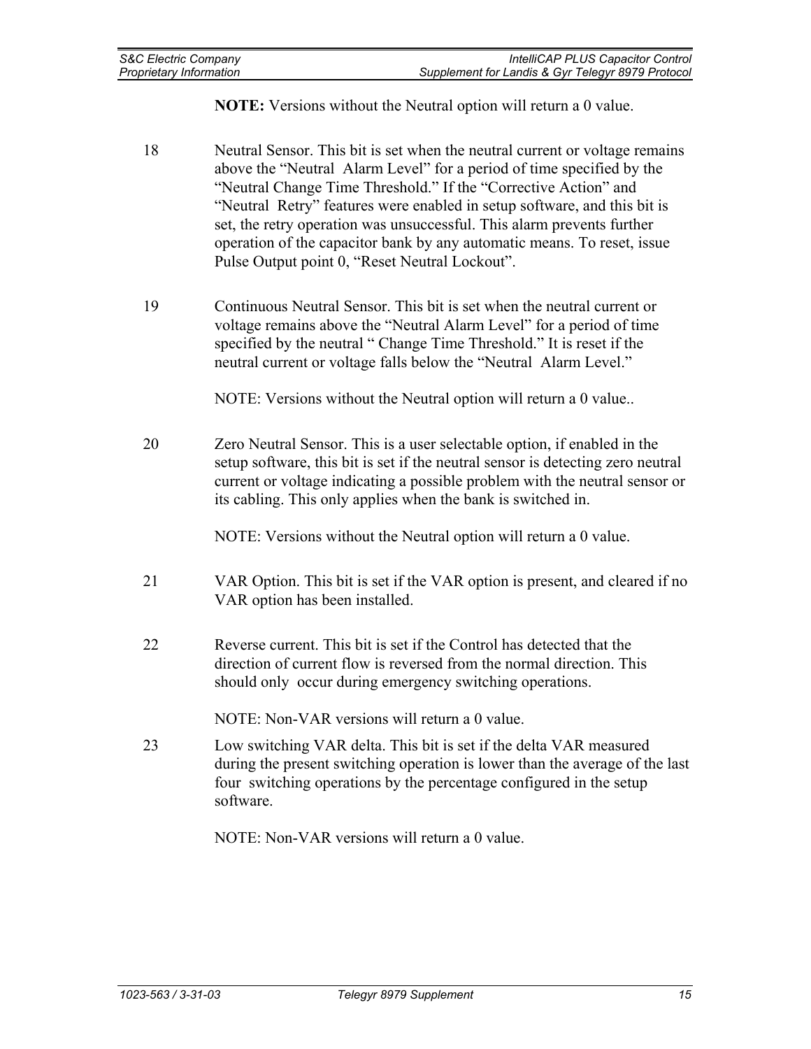**NOTE:** Versions without the Neutral option will return a 0 value.

18 Neutral Sensor. This bit is set when the neutral current or voltage remains above the "Neutral Alarm Level" for a period of time specified by the "Neutral Change Time Threshold." If the "Corrective Action" and "Neutral Retry" features were enabled in setup software, and this bit is set, the retry operation was unsuccessful. This alarm prevents further operation of the capacitor bank by any automatic means. To reset, issue Pulse Output point 0, "Reset Neutral Lockout".

19 Continuous Neutral Sensor. This bit is set when the neutral current or voltage remains above the "Neutral Alarm Level" for a period of time specified by the neutral " Change Time Threshold." It is reset if the neutral current or voltage falls below the "Neutral Alarm Level."

NOTE: Versions without the Neutral option will return a 0 value..

20 Zero Neutral Sensor. This is a user selectable option, if enabled in the setup software, this bit is set if the neutral sensor is detecting zero neutral current or voltage indicating a possible problem with the neutral sensor or its cabling. This only applies when the bank is switched in.

NOTE: Versions without the Neutral option will return a 0 value.

21 VAR Option. This bit is set if the VAR option is present, and cleared if no VAR option has been installed.

22 Reverse current. This bit is set if the Control has detected that the direction of current flow is reversed from the normal direction. This should only occur during emergency switching operations.

NOTE: Non-VAR versions will return a 0 value.

23 Low switching VAR delta. This bit is set if the delta VAR measured during the present switching operation is lower than the average of the last four switching operations by the percentage configured in the setup software.

NOTE: Non-VAR versions will return a 0 value.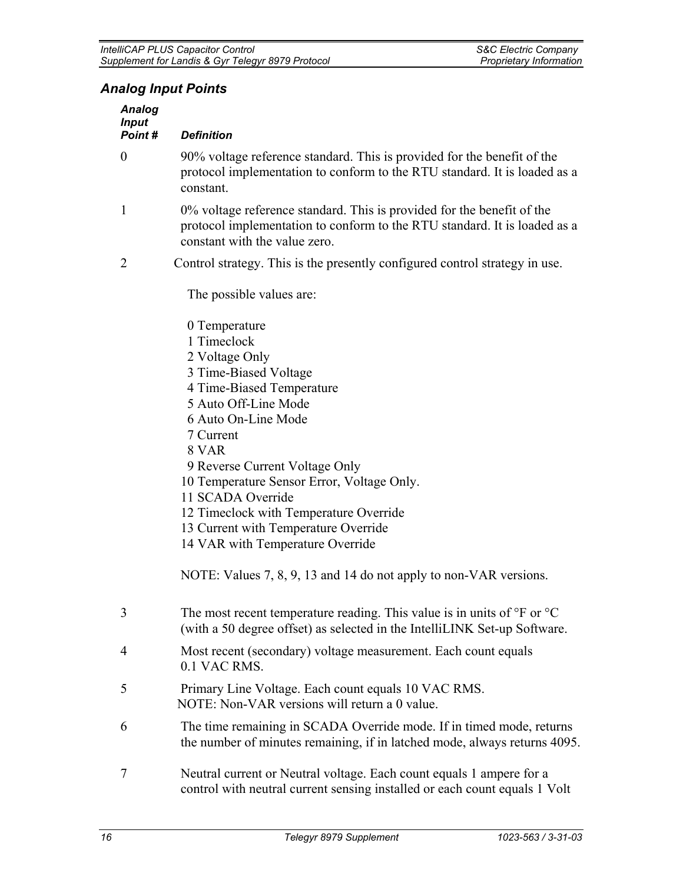## *Analog Input Points*

| *Analog Input Point #* | *Definition* |
|---|---|
| 0 | 90% voltage reference standard. This is provided for the benefit of the protocol implementation to conform to the RTU standard. It is loaded as a constant. |
| 1 | 0% voltage reference standard. This is provided for the benefit of the protocol implementation to conform to the RTU standard. It is loaded as a constant with the value zero. |
| 2 | Control strategy. This is the presently configured control strategy in use.<br><br>The possible values are:<br><br>0 Temperature<br>1 Timeclock<br>2 Voltage Only<br>3 Time-Biased Voltage<br>4 Time-Biased Temperature<br>5 Auto Off-Line Mode<br>6 Auto On-Line Mode<br>7 Current<br>8 VAR<br>9 Reverse Current Voltage Only<br>10 Temperature Sensor Error, Voltage Only.<br>11 SCADA Override<br>12 Timeclock with Temperature Override<br>13 Current with Temperature Override<br>14 VAR with Temperature Override<br><br>NOTE: Values 7, 8, 9, 13 and 14 do not apply to non-VAR versions. |
| 3 | The most recent temperature reading. This value is in units of °F or °C (with a 50 degree offset) as selected in the IntelliLINK Set-up Software. |
| 4 | Most recent (secondary) voltage measurement. Each count equals 0.1 VAC RMS. |
| 5 | Primary Line Voltage. Each count equals 10 VAC RMS.<br>NOTE: Non-VAR versions will return a 0 value. |
| 6 | The time remaining in SCADA Override mode. If in timed mode, returns the number of minutes remaining, if in latched mode, always returns 4095. |
| 7 | Neutral current or Neutral voltage. Each count equals 1 ampere for a control with neutral current sensing installed or each count equals 1 Volt |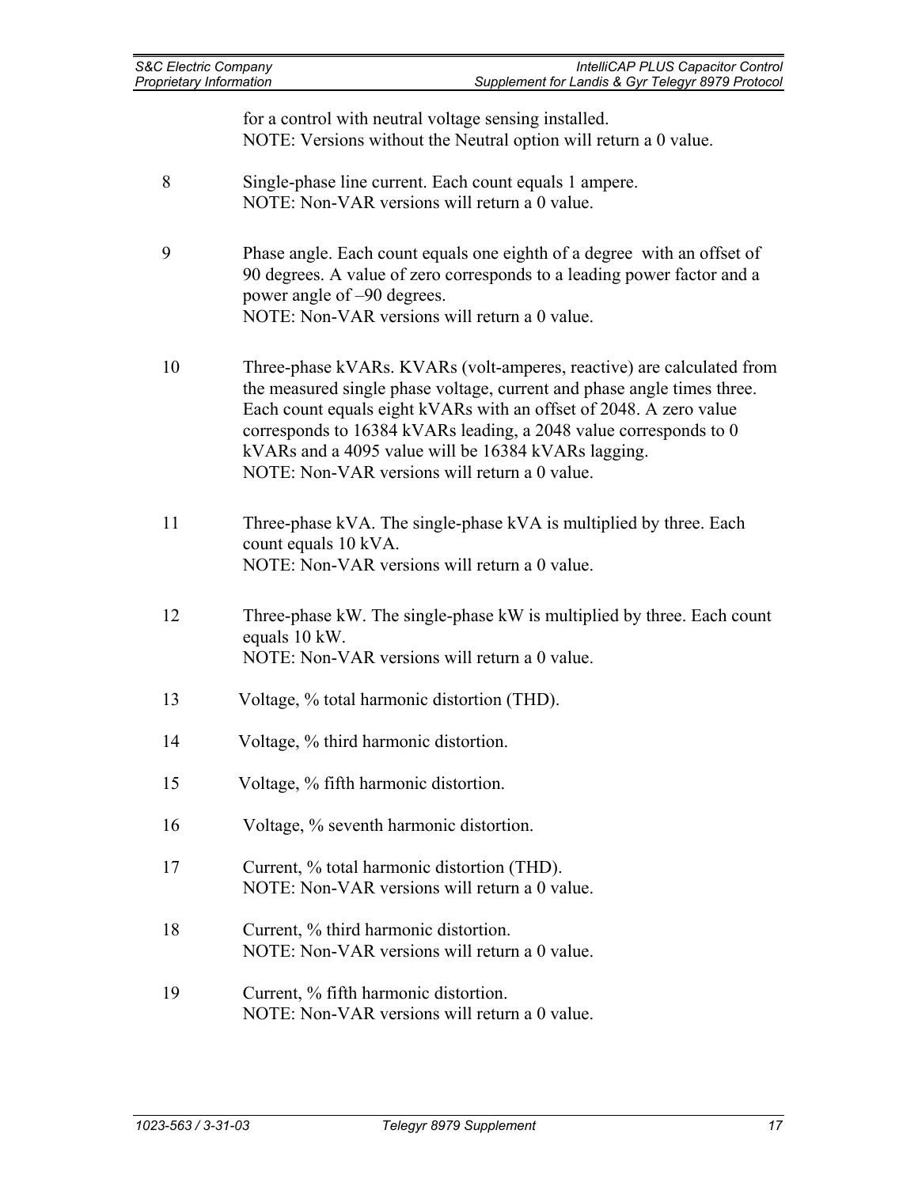for a control with neutral voltage sensing installed.
NOTE: Versions without the Neutral option will return a 0 value.

| | |
|---|---|
| 8 | Single-phase line current. Each count equals 1 ampere.<br>NOTE: Non-VAR versions will return a 0 value. |
| 9 | Phase angle. Each count equals one eighth of a degree with an offset of 90 degrees. A value of zero corresponds to a leading power factor and a power angle of –90 degrees.<br>NOTE: Non-VAR versions will return a 0 value. |
| 10 | Three-phase kVARs. KVARs (volt-amperes, reactive) are calculated from the measured single phase voltage, current and phase angle times three. Each count equals eight kVARs with an offset of 2048. A zero value corresponds to 16384 kVARs leading, a 2048 value corresponds to 0 kVARs and a 4095 value will be 16384 kVARs lagging.<br>NOTE: Non-VAR versions will return a 0 value. |
| 11 | Three-phase kVA. The single-phase kVA is multiplied by three. Each count equals 10 kVA.<br>NOTE: Non-VAR versions will return a 0 value. |
| 12 | Three-phase kW. The single-phase kW is multiplied by three. Each count equals 10 kW.<br>NOTE: Non-VAR versions will return a 0 value. |
| 13 | Voltage, % total harmonic distortion (THD). |
| 14 | Voltage, % third harmonic distortion. |
| 15 | Voltage, % fifth harmonic distortion. |
| 16 | Voltage, % seventh harmonic distortion. |
| 17 | Current, % total harmonic distortion (THD).<br>NOTE: Non-VAR versions will return a 0 value. |
| 18 | Current, % third harmonic distortion.<br>NOTE: Non-VAR versions will return a 0 value. |
| 19 | Current, % fifth harmonic distortion.<br>NOTE: Non-VAR versions will return a 0 value. |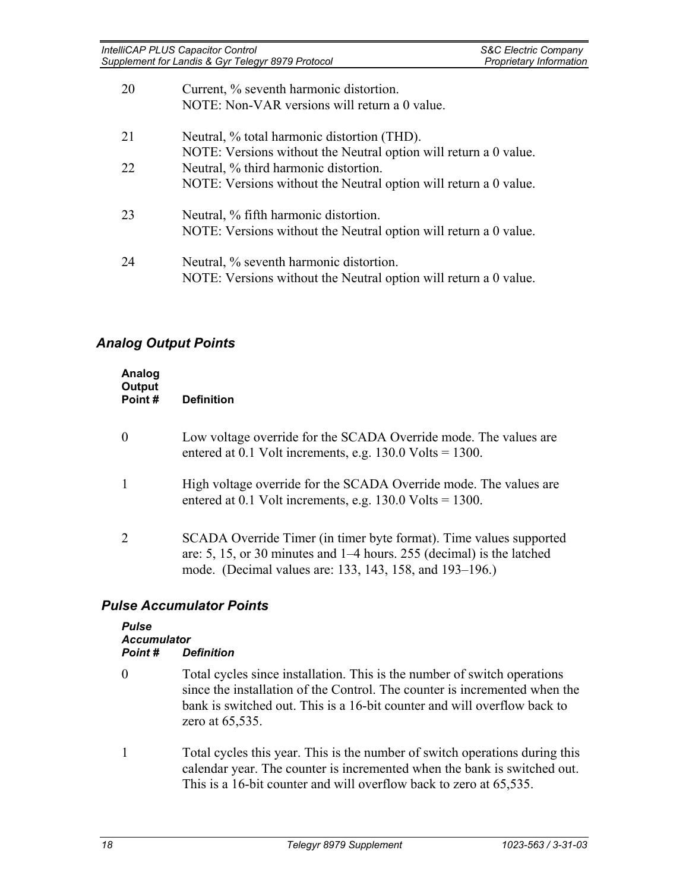| | |
|---|---|
| 20 | Current, % seventh harmonic distortion.<br>NOTE: Non-VAR versions will return a 0 value. |
| 21 | Neutral, % total harmonic distortion (THD).<br>NOTE: Versions without the Neutral option will return a 0 value. |
| 22 | Neutral, % third harmonic distortion.<br>NOTE: Versions without the Neutral option will return a 0 value. |
| 23 | Neutral, % fifth harmonic distortion.<br>NOTE: Versions without the Neutral option will return a 0 value. |
| 24 | Neutral, % seventh harmonic distortion.<br>NOTE: Versions without the Neutral option will return a 0 value. |

## *Analog Output Points*

| **Analog Output Point #** | **Definition** |
|---|---|
| 0 | Low voltage override for the SCADA Override mode. The values are entered at 0.1 Volt increments, e.g. 130.0 Volts = 1300. |
| 1 | High voltage override for the SCADA Override mode. The values are entered at 0.1 Volt increments, e.g. 130.0 Volts = 1300. |
| 2 | SCADA Override Timer (in timer byte format). Time values supported are: 5, 15, or 30 minutes and 1–4 hours. 255 (decimal) is the latched mode. (Decimal values are: 133, 143, 158, and 193–196.) |

## *Pulse Accumulator Points*

| ***Pulse Accumulator Point #*** | ***Definition*** |
|---|---|
| 0 | Total cycles since installation. This is the number of switch operations since the installation of the Control. The counter is incremented when the bank is switched out. This is a 16-bit counter and will overflow back to zero at 65,535. |
| 1 | Total cycles this year. This is the number of switch operations during this calendar year. The counter is incremented when the bank is switched out. This is a 16-bit counter and will overflow back to zero at 65,535. |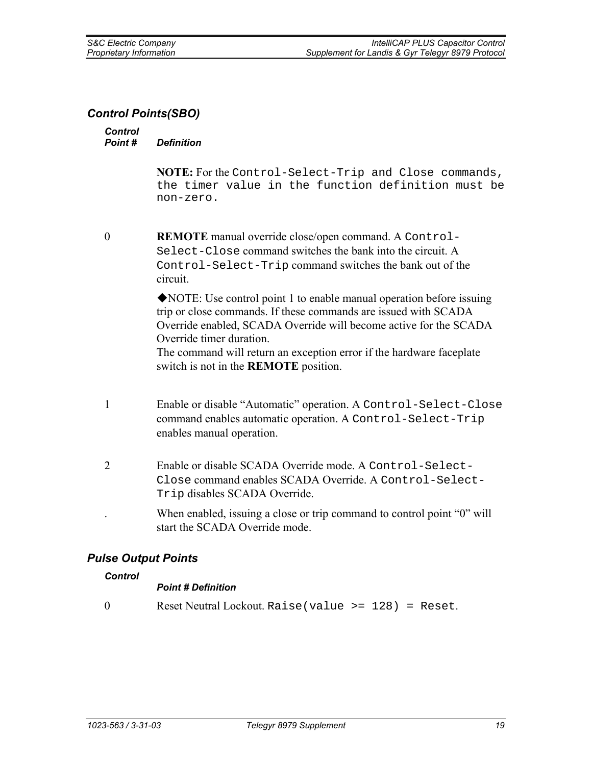## *Control Points(SBO)*

| Control Point # | Definition |
|---|---|
| | **NOTE:** For the `Control-Select-Trip and Close commands, the timer value in the function definition must be non-zero.` |
| 0 | **REMOTE** manual override close/open command. A `Control-Select-Close` command switches the bank into the circuit. A `Control-Select-Trip` command switches the bank out of the circuit.<br><br>◆NOTE: Use control point 1 to enable manual operation before issuing trip or close commands. If these commands are issued with SCADA Override enabled, SCADA Override will become active for the SCADA Override timer duration.<br>The command will return an exception error if the hardware faceplate switch is not in the **REMOTE** position. |
| 1 | Enable or disable "Automatic" operation. A `Control-Select-Close` command enables automatic operation. A `Control-Select-Trip` enables manual operation. |
| 2 | Enable or disable SCADA Override mode. A `Control-Select-Close` command enables SCADA Override. A `Control-Select-Trip` disables SCADA Override. |
| . | When enabled, issuing a close or trip command to control point "0" will start the SCADA Override mode. |

## *Pulse Output Points*

| Control Point # | Definition |
|---|---|
| 0 | Reset Neutral Lockout. `Raise(value >= 128) = Reset`. |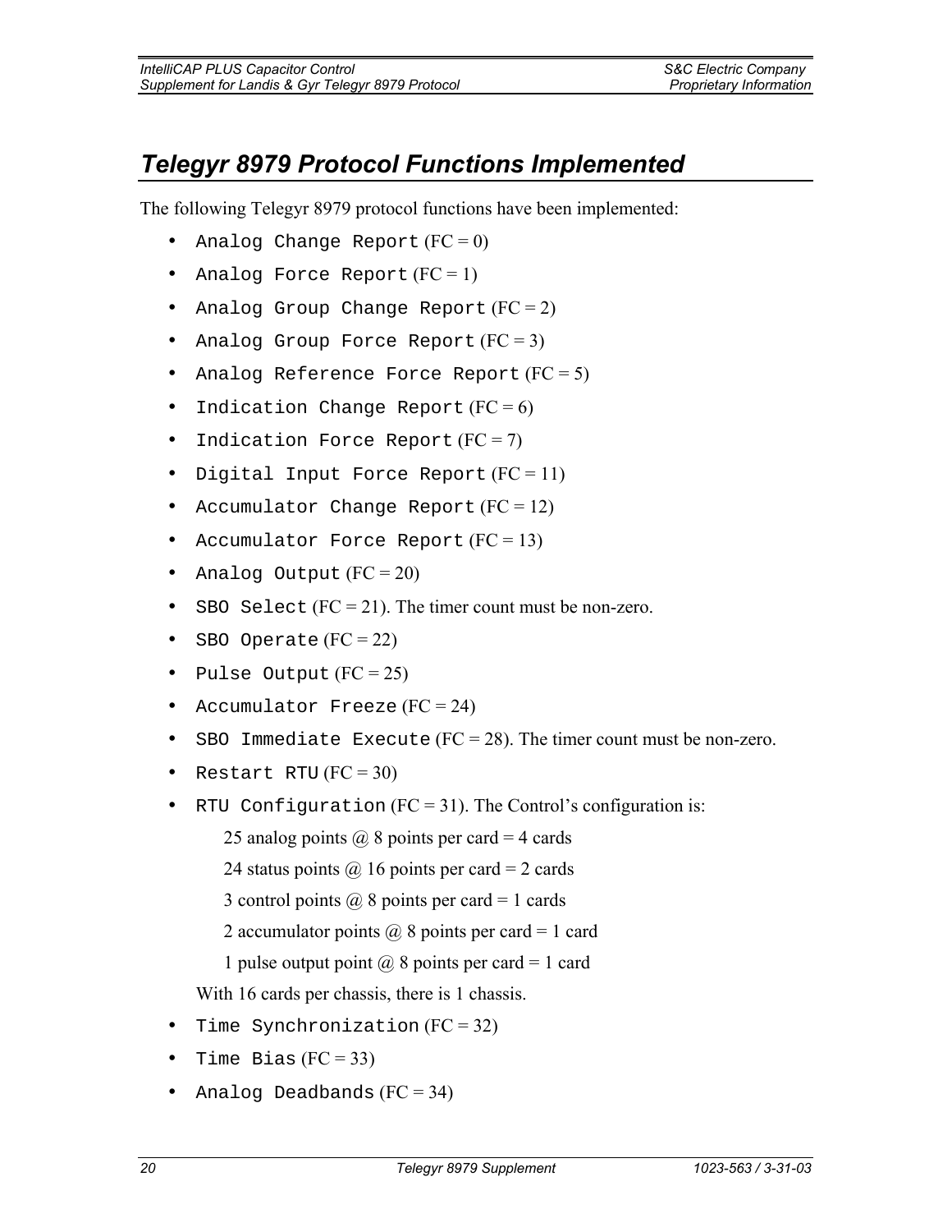## *Telegyr 8979 Protocol Functions Implemented*

The following Telegyr 8979 protocol functions have been implemented:

- `Analog Change Report` (FC = 0)
- `Analog Force Report` (FC = 1)
- `Analog Group Change Report` (FC = 2)
- `Analog Group Force Report` (FC = 3)
- `Analog Reference Force Report` (FC = 5)
- `Indication Change Report` (FC = 6)
- `Indication Force Report` (FC = 7)
- `Digital Input Force Report` (FC = 11)
- `Accumulator Change Report` (FC = 12)
- `Accumulator Force Report` (FC = 13)
- `Analog Output` (FC = 20)
- `SBO Select` (FC = 21). The timer count must be non-zero.
- `SBO Operate` (FC = 22)
- `Pulse Output` (FC = 25)
- `Accumulator Freeze` (FC = 24)
- `SBO Immediate Execute` (FC = 28). The timer count must be non-zero.
- `Restart RTU` (FC = 30)
- `RTU Configuration` (FC = 31). The Control's configuration is:

  25 analog points @ 8 points per card = 4 cards

  24 status points @ 16 points per card = 2 cards

  3 control points @ 8 points per card = 1 cards

  2 accumulator points @ 8 points per card = 1 card

  1 pulse output point @ 8 points per card = 1 card

  With 16 cards per chassis, there is 1 chassis.
- `Time Synchronization` (FC = 32)
- `Time Bias` (FC = 33)
- `Analog Deadbands` (FC = 34)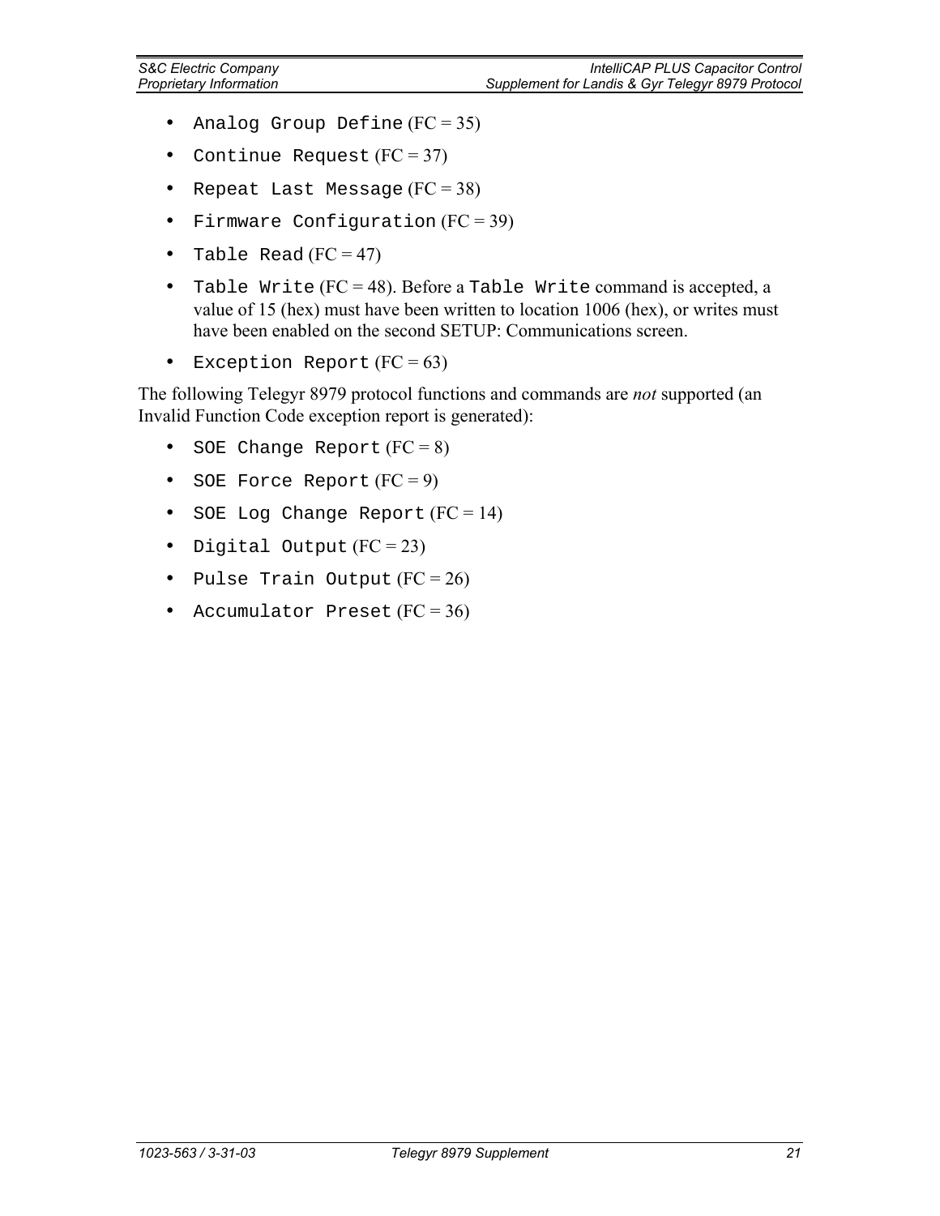- `Analog Group Define` (FC = 35)
- `Continue Request` (FC = 37)
- `Repeat Last Message` (FC = 38)
- `Firmware Configuration` (FC = 39)
- `Table Read` (FC = 47)
- `Table Write` (FC = 48). Before a `Table Write` command is accepted, a value of 15 (hex) must have been written to location 1006 (hex), or writes must have been enabled on the second SETUP: Communications screen.
- `Exception Report` (FC = 63)

The following Telegyr 8979 protocol functions and commands are *not* supported (an Invalid Function Code exception report is generated):

- `SOE Change Report` (FC = 8)
- `SOE Force Report` (FC = 9)
- `SOE Log Change Report` (FC = 14)
- `Digital Output` (FC = 23)
- `Pulse Train Output` (FC = 26)
- `Accumulator Preset` (FC = 36)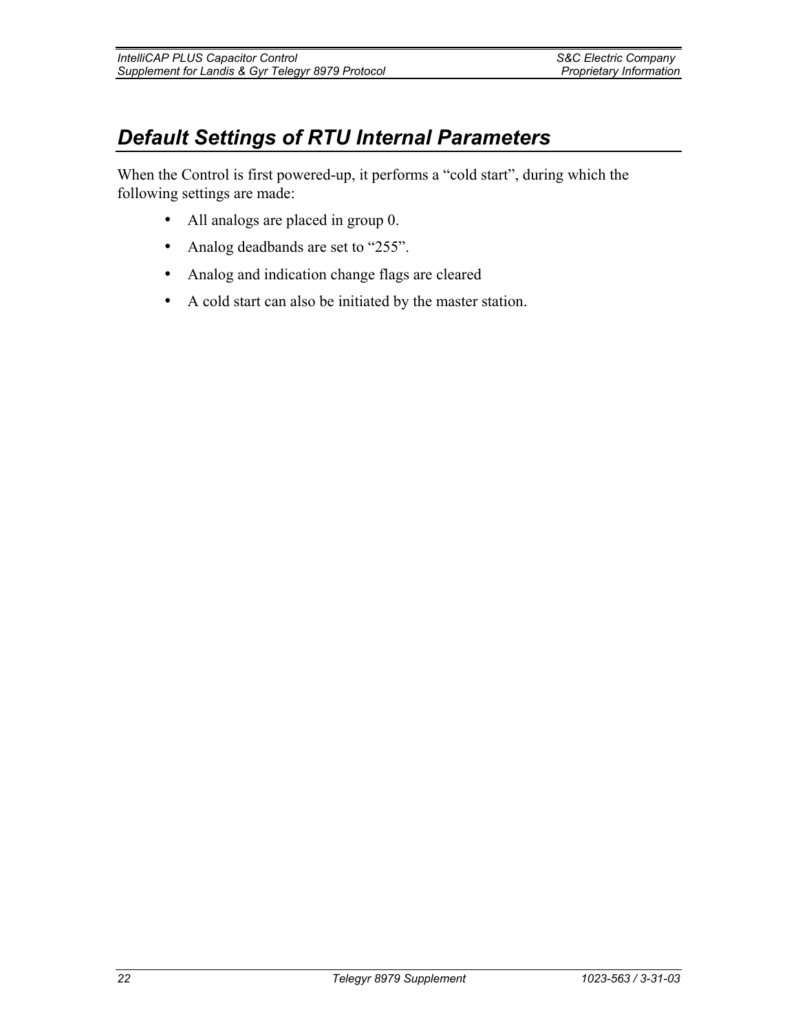# Default Settings of RTU Internal Parameters

When the Control is first powered-up, it performs a “cold start”, during which the following settings are made:

- All analogs are placed in group 0.
- Analog deadbands are set to “255”.
- Analog and indication change flags are cleared
- A cold start can also be initiated by the master station.